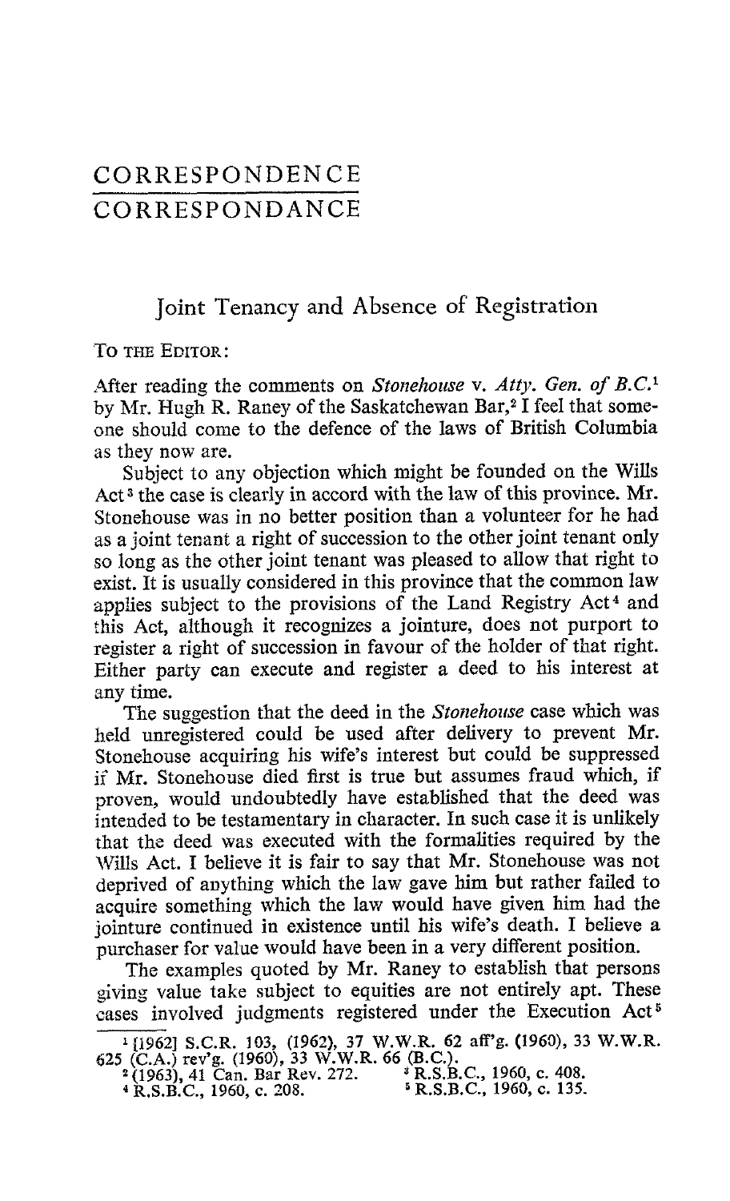# CORRESPONDENCE

# CORRESPONDANCE

## Joint Tenancy and Absence of Registration

TO THE EDITOR:

After reading the comments on *Stonehouse* v. *Atty. Gen. of B.C.*[1] by Mr. Hugh R. Raney of the Saskatchewan Bar,[2] I feel that someone should come to the defence of the laws of British Columbia as they now are.

Subject to any objection which might be founded on the Wills Act[3] the case is clearly in accord with the law of this province. Mr. Stonehouse was in no better position than a volunteer for he had as a joint tenant a right of succession to the other joint tenant only so long as the other joint tenant was pleased to allow that right to exist. It is usually considered in this province that the common law applies subject to the provisions of the Land Registry Act[4] and this Act, although it recognizes a jointure, does not purport to register a right of succession in favour of the holder of that right. Either party can execute and register a deed to his interest at any time.

The suggestion that the deed in the *Stonehouse* case which was held unregistered could be used after delivery to prevent Mr. Stonehouse acquiring his wife's interest but could be suppressed if Mr. Stonehouse died first is true but assumes fraud which, if proven, would undoubtedly have established that the deed was intended to be testamentary in character. In such case it is unlikely that the deed was executed with the formalities required by the Wills Act. I believe it is fair to say that Mr. Stonehouse was not deprived of anything which the law gave him but rather failed to acquire something which the law would have given him had the jointure continued in existence until his wife's death. I believe a purchaser for value would have been in a very different position.

The examples quoted by Mr. Raney to establish that persons giving value take subject to equities are not entirely apt. These cases involved judgments registered under the Execution Act[5]

[1] [1962] S.C.R. 103, (1962), 37 W.W.R. 62 aff'g. (1960), 33 W.W.R. 625 (C.A.) rev'g. (1960), 33 W.W.R. 66 (B.C.).

[2] (1963), 41 Can. Bar Rev. 272.

[3] R.S.B.C., 1960, c. 408.

[4] R.S.B.C., 1960, c. 208.

[5] R.S.B.C., 1960, c. 135.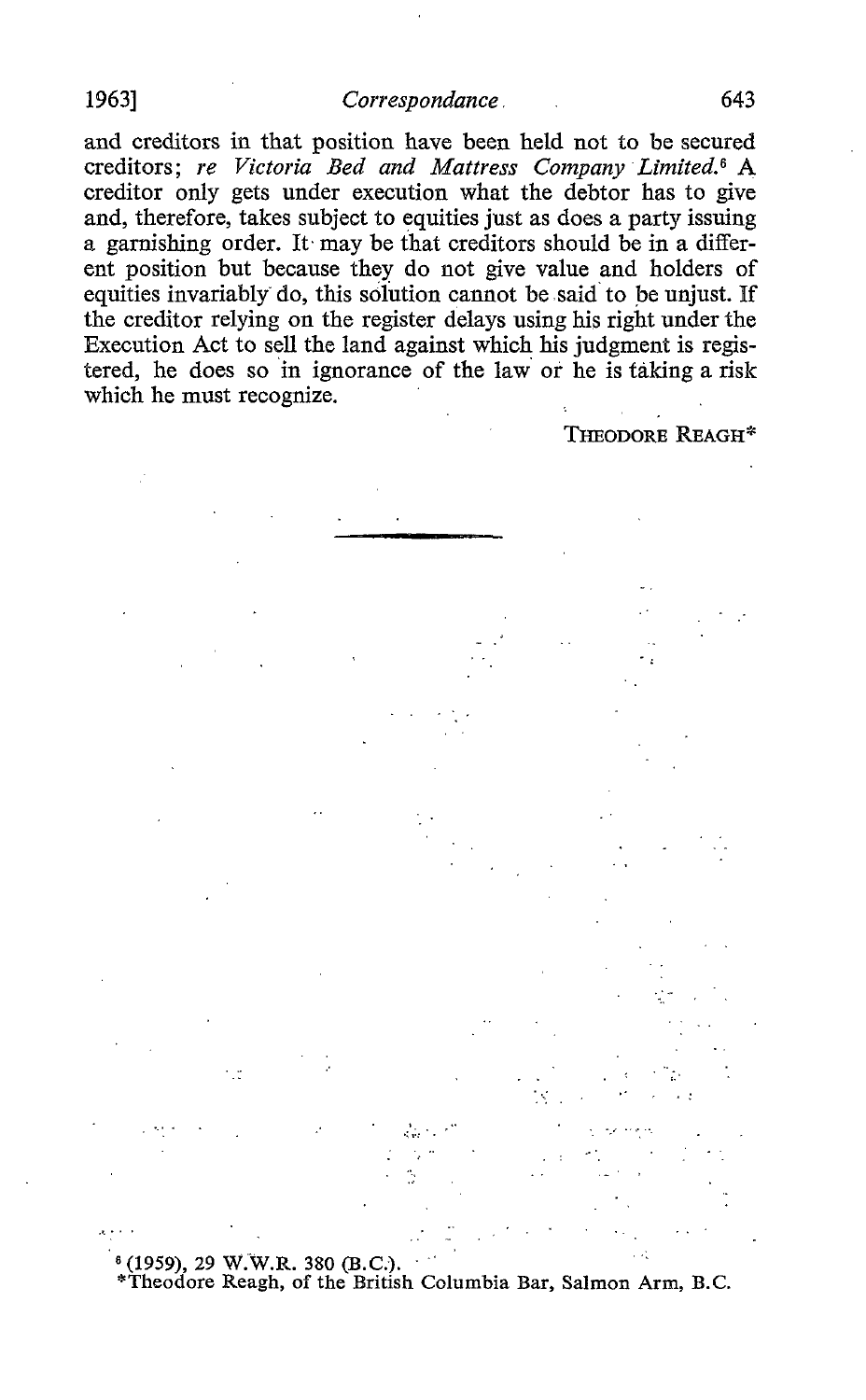and creditors in that position have been held not to be secured creditors; *re Victoria Bed and Mattress Company Limited.*[6] A creditor only gets under execution what the debtor has to give and, therefore, takes subject to equities just as does a party issuing a garnishing order. It may be that creditors should be in a different position but because they do not give value and holders of equities invariably do, this solution cannot be said to be unjust. If the creditor relying on the register delays using his right under the Execution Act to sell the land against which his judgment is registered, he does so in ignorance of the law or he is taking a risk which he must recognize.

THEODORE REAGH*

---

[6] (1959), 29 W.W.R. 380 (B.C.).

*Theodore Reagh, of the British Columbia Bar, Salmon Arm, B.C.